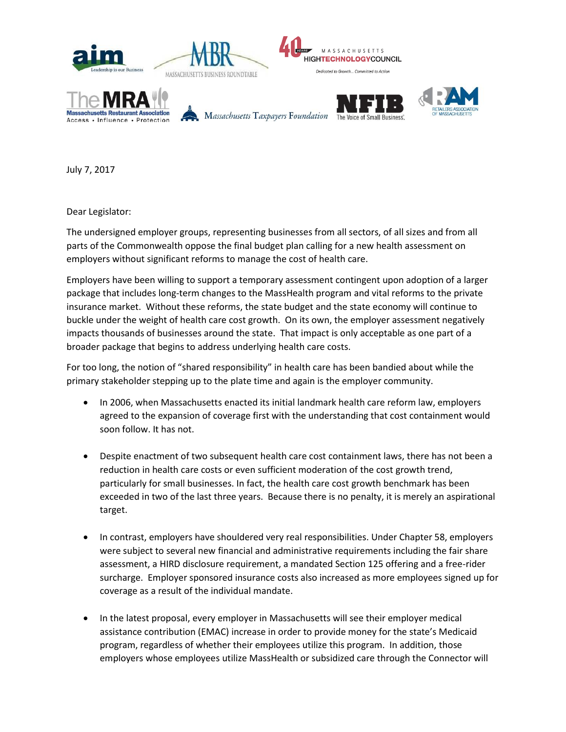July 7, 2017

Dear Legislator:

The undersigned employer groups, representing businesses from all sectors, of all sizes and from all parts of the Commonwealth oppose the final budget plan calling for a new health assessment on employers without significant reforms to manage the cost of health care.

Employers have been willing to support a temporary assessment contingent upon adoption of a larger package that includes long-term changes to the MassHealth program and vital reforms to the private insurance market. Without these reforms, the state budget and the state economy will continue to buckle under the weight of health care cost growth. On its own, the employer assessment negatively impacts thousands of businesses around the state. That impact is only acceptable as one part of a broader package that begins to address underlying health care costs.

For too long, the notion of "shared responsibility" in health care has been bandied about while the primary stakeholder stepping up to the plate time and again is the employer community.

- In 2006, when Massachusetts enacted its initial landmark health care reform law, employers agreed to the expansion of coverage first with the understanding that cost containment would soon follow. It has not.

- Despite enactment of two subsequent health care cost containment laws, there has not been a reduction in health care costs or even sufficient moderation of the cost growth trend, particularly for small businesses. In fact, the health care cost growth benchmark has been exceeded in two of the last three years. Because there is no penalty, it is merely an aspirational target.

- In contrast, employers have shouldered very real responsibilities. Under Chapter 58, employers were subject to several new financial and administrative requirements including the fair share assessment, a HIRD disclosure requirement, a mandated Section 125 offering and a free-rider surcharge. Employer sponsored insurance costs also increased as more employees signed up for coverage as a result of the individual mandate.

- In the latest proposal, every employer in Massachusetts will see their employer medical assistance contribution (EMAC) increase in order to provide money for the state's Medicaid program, regardless of whether their employees utilize this program. In addition, those employers whose employees utilize MassHealth or subsidized care through the Connector will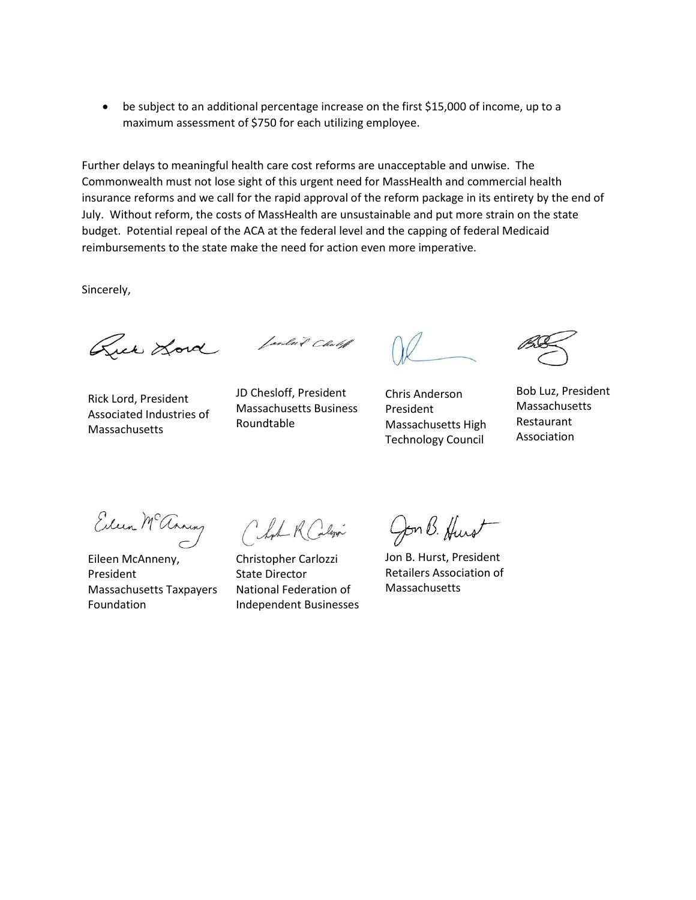- be subject to an additional percentage increase on the first $15,000 of income, up to a maximum assessment of $750 for each utilizing employee.

Further delays to meaningful health care cost reforms are unacceptable and unwise. The Commonwealth must not lose sight of this urgent need for MassHealth and commercial health insurance reforms and we call for the rapid approval of the reform package in its entirety by the end of July. Without reform, the costs of MassHealth are unsustainable and put more strain on the state budget. Potential repeal of the ACA at the federal level and the capping of federal Medicaid reimbursements to the state make the need for action even more imperative.

Sincerely,

Rick Lord, President
Associated Industries of Massachusetts

JD Chesloff, President
Massachusetts Business Roundtable

Chris Anderson
President
Massachusetts High Technology Council

Bob Luz, President
Massachusetts Restaurant Association

Eileen McAnneny, President
Massachusetts Taxpayers Foundation

Christopher Carlozzi
State Director
National Federation of Independent Businesses

Jon B. Hurst, President
Retailers Association of Massachusetts